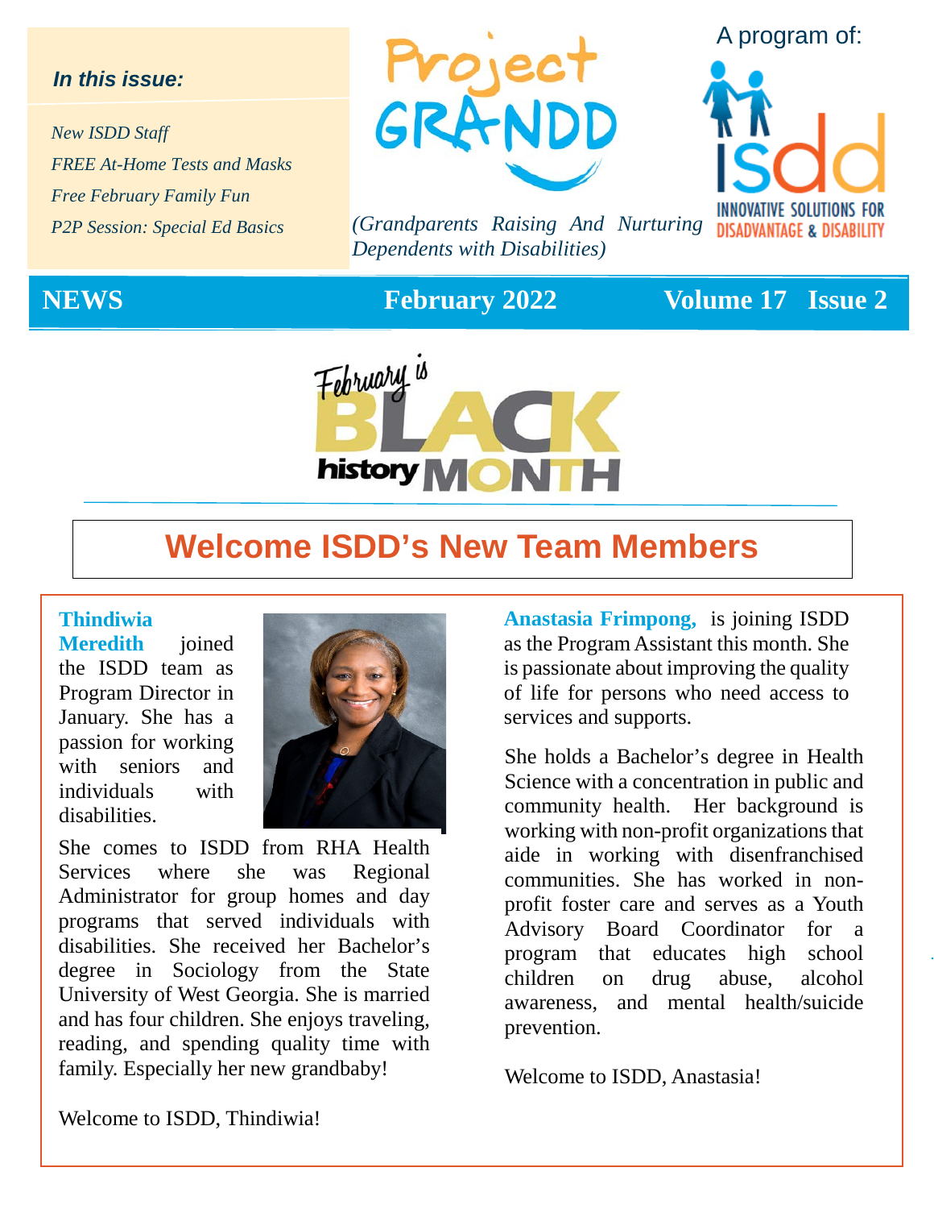*In this issue:*

*New ISDD Staff*

*FREE At-Home Tests and Masks*

*Free February Family Fun*

*P2P Session: Special Ed Basics*

# Project GRANDD

*(Grandparents Raising And Nurturing Dependents with Disabilities)*

A program of: ISDD — Innovative Solutions for Disadvantage & Disability

**NEWS** **February 2022** **Volume 17 Issue 2**

February is Black History Month

## Welcome ISDD's New Team Members

**Thindiwia Meredith** joined the ISDD team as Program Director in January. She has a passion for working with seniors and individuals with disabilities.

She comes to ISDD from RHA Health Services where she was Regional Administrator for group homes and day programs that served individuals with disabilities. She received her Bachelor's degree in Sociology from the State University of West Georgia. She is married and has four children. She enjoys traveling, reading, and spending quality time with family. Especially her new grandbaby!

Welcome to ISDD, Thindiwia!

**Anastasia Frimpong,** is joining ISDD as the Program Assistant this month. She is passionate about improving the quality of life for persons who need access to services and supports.

She holds a Bachelor's degree in Health Science with a concentration in public and community health. Her background is working with non-profit organizations that aide in working with disenfranchised communities. She has worked in non-profit foster care and serves as a Youth Advisory Board Coordinator for a program that educates high school children on drug abuse, alcohol awareness, and mental health/suicide prevention.

Welcome to ISDD, Anastasia!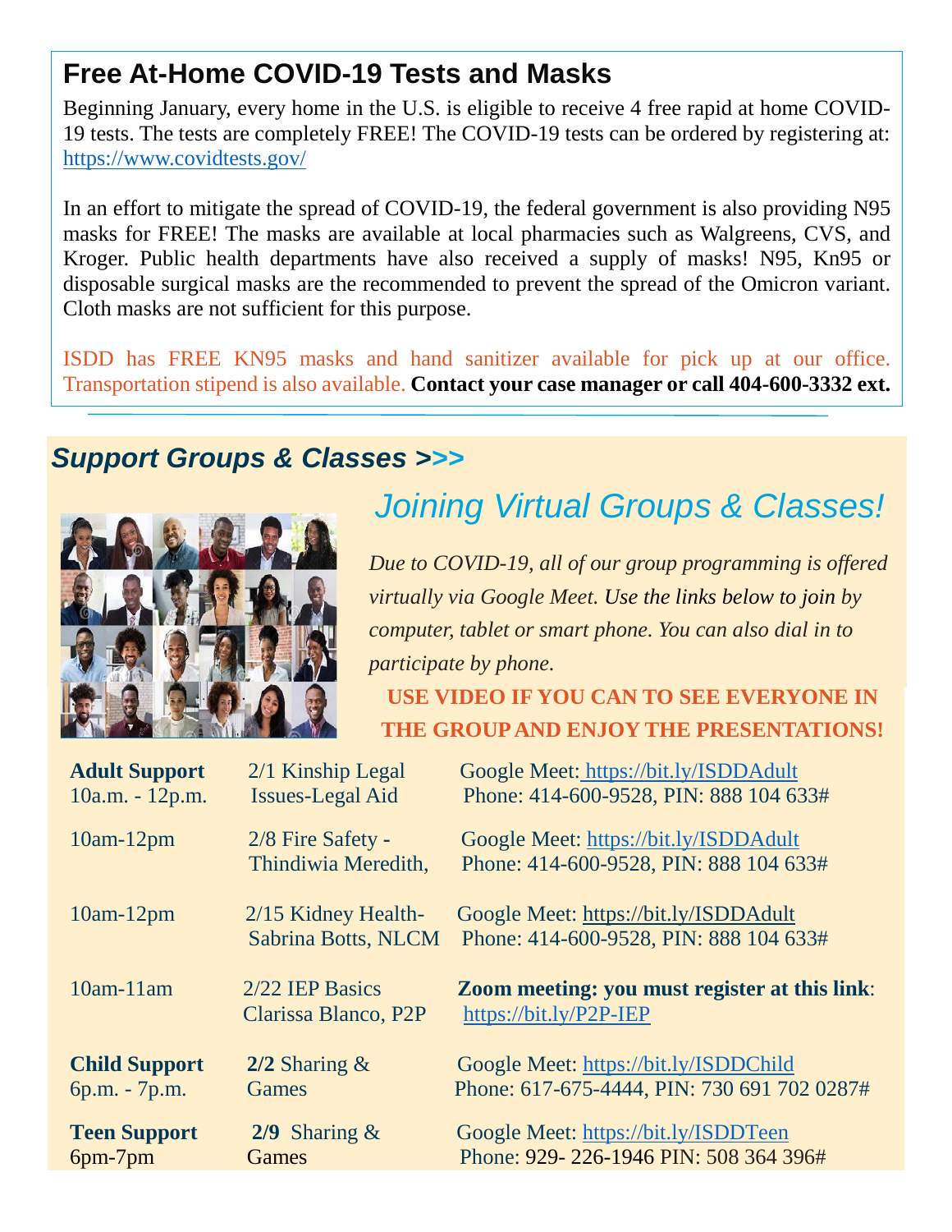## Free At-Home COVID-19 Tests and Masks

Beginning January, every home in the U.S. is eligible to receive 4 free rapid at home COVID-19 tests. The tests are completely FREE! The COVID-19 tests can be ordered by registering at: https://www.covidtests.gov/

In an effort to mitigate the spread of COVID-19, the federal government is also providing N95 masks for FREE! The masks are available at local pharmacies such as Walgreens, CVS, and Kroger. Public health departments have also received a supply of masks! N95, Kn95 or disposable surgical masks are the recommended to prevent the spread of the Omicron variant. Cloth masks are not sufficient for this purpose.

ISDD has FREE KN95 masks and hand sanitizer available for pick up at our office. Transportation stipend is also available. **Contact your case manager or call 404-600-3332 ext.**

## *Support Groups & Classes >>>*

### *Joining Virtual Groups & Classes!*

*Due to COVID-19, all of our group programming is offered virtually via Google Meet. Use the links below to join by computer, tablet or smart phone. You can also dial in to participate by phone.*

**USE VIDEO IF YOU CAN TO SEE EVERYONE IN THE GROUP AND ENJOY THE PRESENTATIONS!**

| | | |
|---|---|---|
| **Adult Support** 10a.m. - 12p.m. | 2/1 Kinship Legal Issues-Legal Aid | Google Meet: https://bit.ly/ISDDAdult Phone: 414-600-9528, PIN: 888 104 633# |
| 10am-12pm | 2/8 Fire Safety - Thindiwia Meredith, | Google Meet: https://bit.ly/ISDDAdult Phone: 414-600-9528, PIN: 888 104 633# |
| 10am-12pm | 2/15 Kidney Health- Sabrina Botts, NLCM | Google Meet: https://bit.ly/ISDDAdult Phone: 414-600-9528, PIN: 888 104 633# |
| 10am-11am | 2/22 IEP Basics Clarissa Blanco, P2P | **Zoom meeting: you must register at this link**: https://bit.ly/P2P-IEP |
| **Child Support** 6p.m. - 7p.m. | **2/2** Sharing & Games | Google Meet: https://bit.ly/ISDDChild Phone: 617-675-4444, PIN: 730 691 702 0287# |
| **Teen Support** 6pm-7pm | **2/9** Sharing & Games | Google Meet: https://bit.ly/ISDDTeen Phone: 929- 226-1946 PIN: 508 364 396# |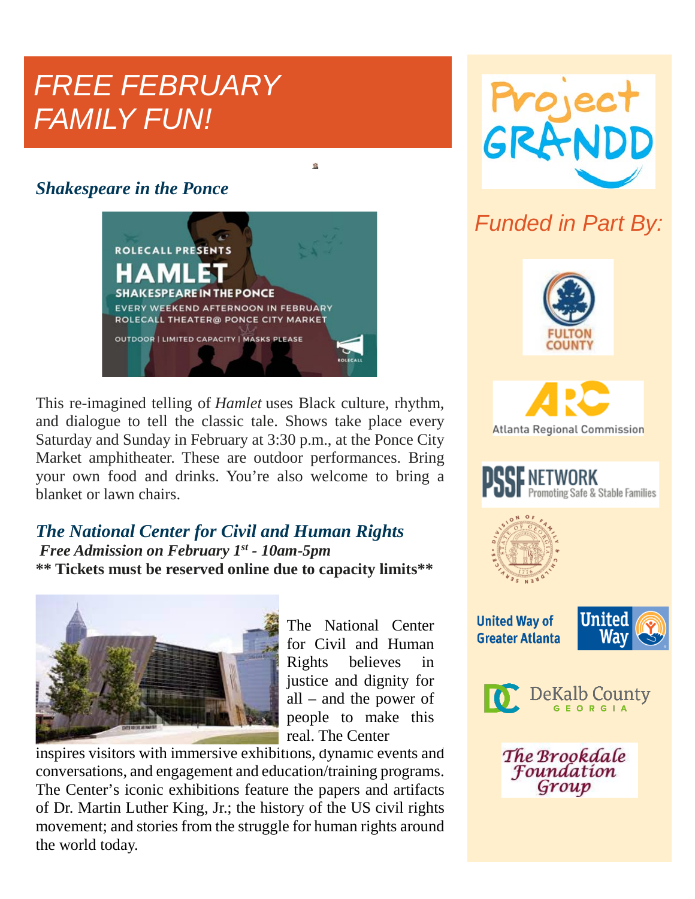# *FREE FEBRUARY FAMILY FUN!*

### *Shakespeare in the Ponce*

ROLECALL PRESENTS
HAMLET
SHAKESPEARE IN THE PONCE
EVERY WEEKEND AFTERNOON IN FEBRUARY
ROLECALL THEATER@ PONCE CITY MARKET
OUTDOOR | LIMITED CAPACITY | MASKS PLEASE

This re-imagined telling of *Hamlet* uses Black culture, rhythm, and dialogue to tell the classic tale. Shows take place every Saturday and Sunday in February at 3:30 p.m., at the Ponce City Market amphitheater. These are outdoor performances. Bring your own food and drinks. You're also welcome to bring a blanket or lawn chairs.

### *The National Center for Civil and Human Rights*

***Free Admission on February 1st - 10am-5pm***

**\*\* Tickets must be reserved online due to capacity limits\*\***

The National Center for Civil and Human Rights believes in justice and dignity for all – and the power of people to make this real. The Center inspires visitors with immersive exhibitions, dynamic events and conversations, and engagement and education/training programs. The Center's iconic exhibitions feature the papers and artifacts of Dr. Martin Luther King, Jr.; the history of the US civil rights movement; and stories from the struggle for human rights around the world today.

Project GRANDD

*Funded in Part By:*

Fulton County

Atlanta Regional Commission

PSSF NETWORK Promoting Safe & Stable Families

Division of Family & Children Services, State of Georgia

United Way of Greater Atlanta

DeKalb County Georgia

The Brookdale Foundation Group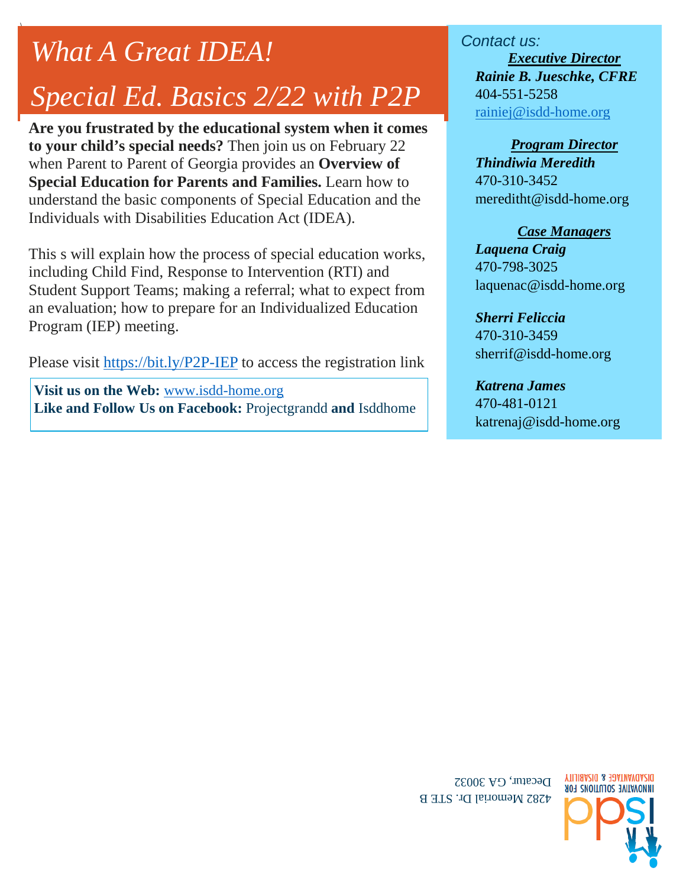# *What A Great IDEA!*

# *Special Ed. Basics 2/22 with P2P*

**Are you frustrated by the educational system when it comes to your child's special needs?** Then join us on February 22 when Parent to Parent of Georgia provides an **Overview of Special Education for Parents and Families.** Learn how to understand the basic components of Special Education and the Individuals with Disabilities Education Act (IDEA).

This s will explain how the process of special education works, including Child Find, Response to Intervention (RTI) and Student Support Teams; making a referral; what to expect from an evaluation; how to prepare for an Individualized Education Program (IEP) meeting.

Please visit https://bit.ly/P2P-IEP to access the registration link

**Visit us on the Web:** www.isdd-home.org
**Like and Follow Us on Facebook:** Projectgrandd **and** Isddhome

*Contact us:*

***Executive Director***
***Rainie B. Jueschke, CFRE***
404-551-5258
rainiej@isdd-home.org

***Program Director***
***Thindiwia Meredith***
470-310-3452
meredith@isdd-home.org

***Case Managers***
***Laquena Craig***
470-798-3025
laquenac@isdd-home.org

***Sherri Feliccia***
470-310-3459
sherrif@isdd-home.org

***Katrena James***
470-481-0121
katrenaj@isdd-home.org

4282 Memorial Dr. STE B
Decatur, GA 30032

isdd
INNOVATIVE SOLUTIONS FOR
DISADVANTAGE & DISABILITY